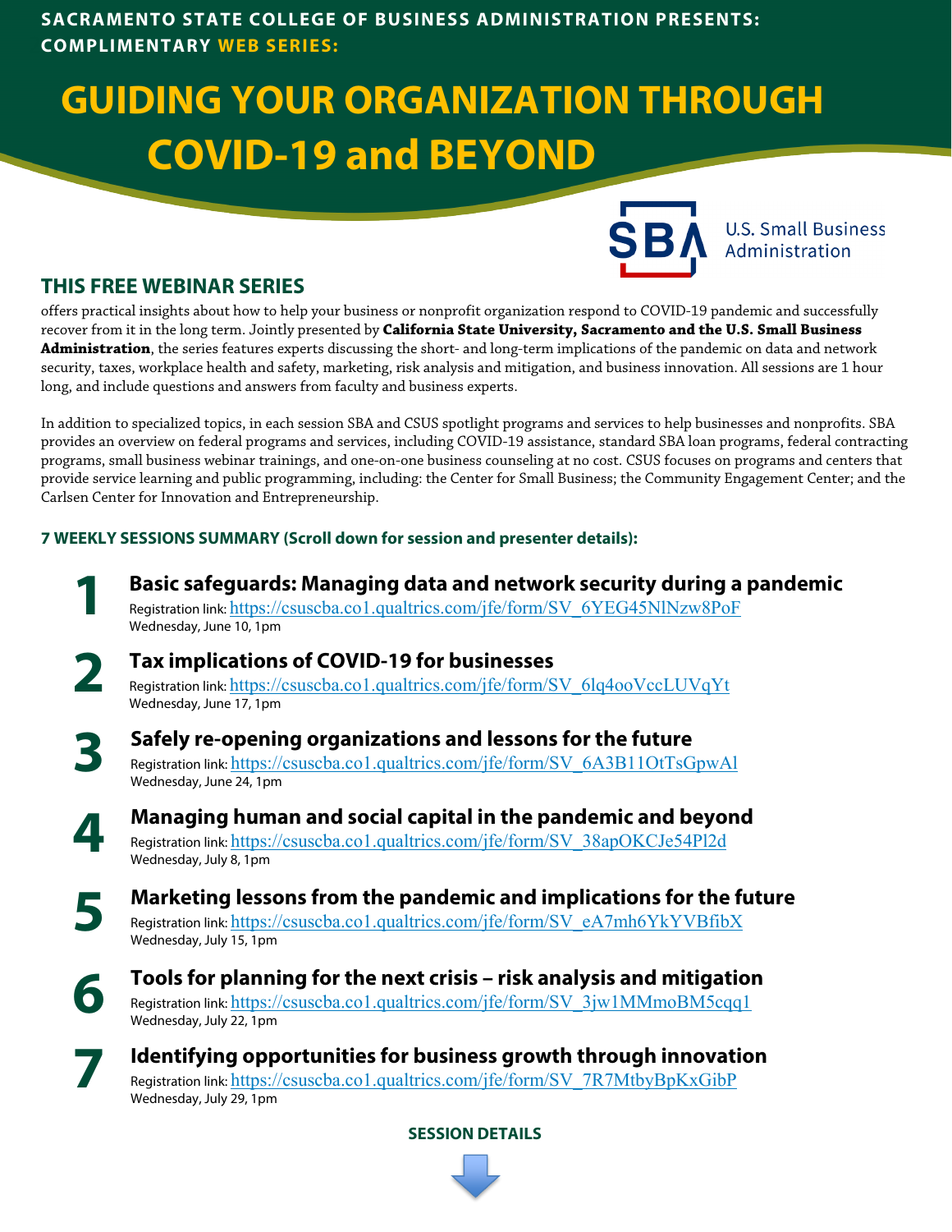**SACRAMENTO STATE COLLEGE OF BUSINESS ADMINISTRATION PRESENTS:**
**COMPLIMENTARY WEB SERIES:**

# GUIDING YOUR ORGANIZATION THROUGH COVID-19 and BEYOND

U.S. Small Business Administration

## THIS FREE WEBINAR SERIES

offers practical insights about how to help your business or nonprofit organization respond to COVID-19 pandemic and successfully recover from it in the long term. Jointly presented by **California State University, Sacramento and the U.S. Small Business Administration**, the series features experts discussing the short- and long-term implications of the pandemic on data and network security, taxes, workplace health and safety, marketing, risk analysis and mitigation, and business innovation. All sessions are 1 hour long, and include questions and answers from faculty and business experts.

In addition to specialized topics, in each session SBA and CSUS spotlight programs and services to help businesses and nonprofits. SBA provides an overview on federal programs and services, including COVID-19 assistance, standard SBA loan programs, federal contracting programs, small business webinar trainings, and one-on-one business counseling at no cost. CSUS focuses on programs and centers that provide service learning and public programming, including: the Center for Small Business; the Community Engagement Center; and the Carlsen Center for Innovation and Entrepreneurship.

### 7 WEEKLY SESSIONS SUMMARY (Scroll down for session and presenter details):

**1 Basic safeguards: Managing data and network security during a pandemic**
Registration link: https://csuscba.co1.qualtrics.com/jfe/form/SV_6YEG45NlNzw8PoF
Wednesday, June 10, 1pm

**2 Tax implications of COVID-19 for businesses**
Registration link: https://csuscba.co1.qualtrics.com/jfe/form/SV_6lq4ooVccLUVqYt
Wednesday, June 17, 1pm

**3 Safely re-opening organizations and lessons for the future**
Registration link: https://csuscba.co1.qualtrics.com/jfe/form/SV_6A3B11OtTsGpwAl
Wednesday, June 24, 1pm

**4 Managing human and social capital in the pandemic and beyond**
Registration link: https://csuscba.co1.qualtrics.com/jfe/form/SV_38apOKCJe54Pl2d
Wednesday, July 8, 1pm

**5 Marketing lessons from the pandemic and implications for the future**
Registration link: https://csuscba.co1.qualtrics.com/jfe/form/SV_eA7mh6YkYVBfibX
Wednesday, July 15, 1pm

**6 Tools for planning for the next crisis – risk analysis and mitigation**
Registration link: https://csuscba.co1.qualtrics.com/jfe/form/SV_3jw1MMmoBM5cqq1
Wednesday, July 22, 1pm

**7 Identifying opportunities for business growth through innovation**
Registration link: https://csuscba.co1.qualtrics.com/jfe/form/SV_7R7MtbyBpKxGibP
Wednesday, July 29, 1pm

**SESSION DETAILS**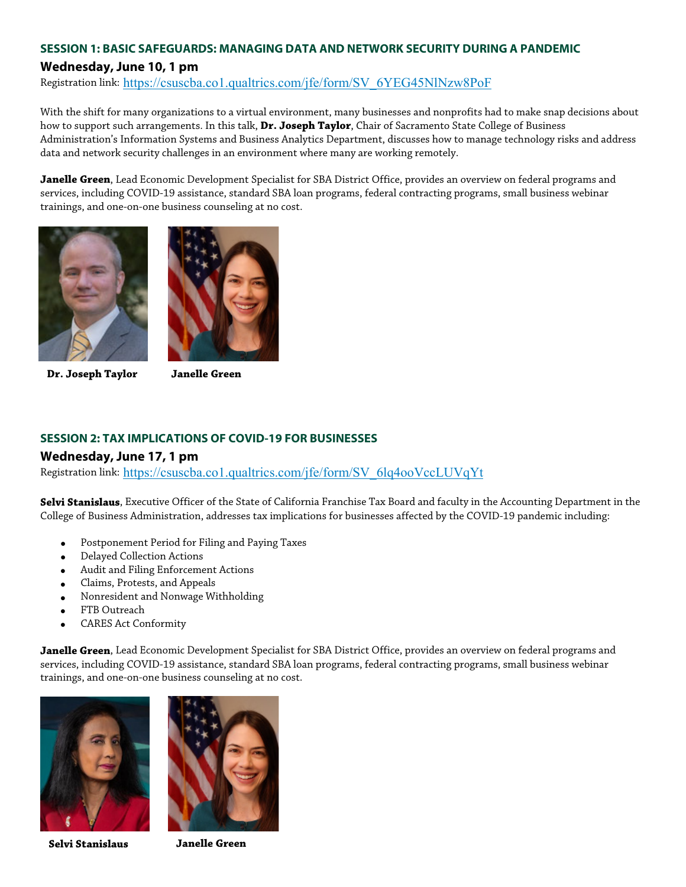## SESSION 1: BASIC SAFEGUARDS: MANAGING DATA AND NETWORK SECURITY DURING A PANDEMIC

### Wednesday, June 10, 1 pm

Registration link: https://csuscba.co1.qualtrics.com/jfe/form/SV_6YEG45NlNzw8PoF

With the shift for many organizations to a virtual environment, many businesses and nonprofits had to make snap decisions about how to support such arrangements. In this talk, **Dr. Joseph Taylor**, Chair of Sacramento State College of Business Administration's Information Systems and Business Analytics Department, discusses how to manage technology risks and address data and network security challenges in an environment where many are working remotely.

**Janelle Green**, Lead Economic Development Specialist for SBA District Office, provides an overview on federal programs and services, including COVID-19 assistance, standard SBA loan programs, federal contracting programs, small business webinar trainings, and one-on-one business counseling at no cost.

**Dr. Joseph Taylor** **Janelle Green**

## SESSION 2: TAX IMPLICATIONS OF COVID-19 FOR BUSINESSES

### Wednesday, June 17, 1 pm

Registration link: https://csuscba.co1.qualtrics.com/jfe/form/SV_6lq4ooVccLUVqYt

**Selvi Stanislaus**, Executive Officer of the State of California Franchise Tax Board and faculty in the Accounting Department in the College of Business Administration, addresses tax implications for businesses affected by the COVID-19 pandemic including:

- Postponement Period for Filing and Paying Taxes
- Delayed Collection Actions
- Audit and Filing Enforcement Actions
- Claims, Protests, and Appeals
- Nonresident and Nonwage Withholding
- FTB Outreach
- CARES Act Conformity

**Janelle Green**, Lead Economic Development Specialist for SBA District Office, provides an overview on federal programs and services, including COVID-19 assistance, standard SBA loan programs, federal contracting programs, small business webinar trainings, and one-on-one business counseling at no cost.

**Selvi Stanislaus** **Janelle Green**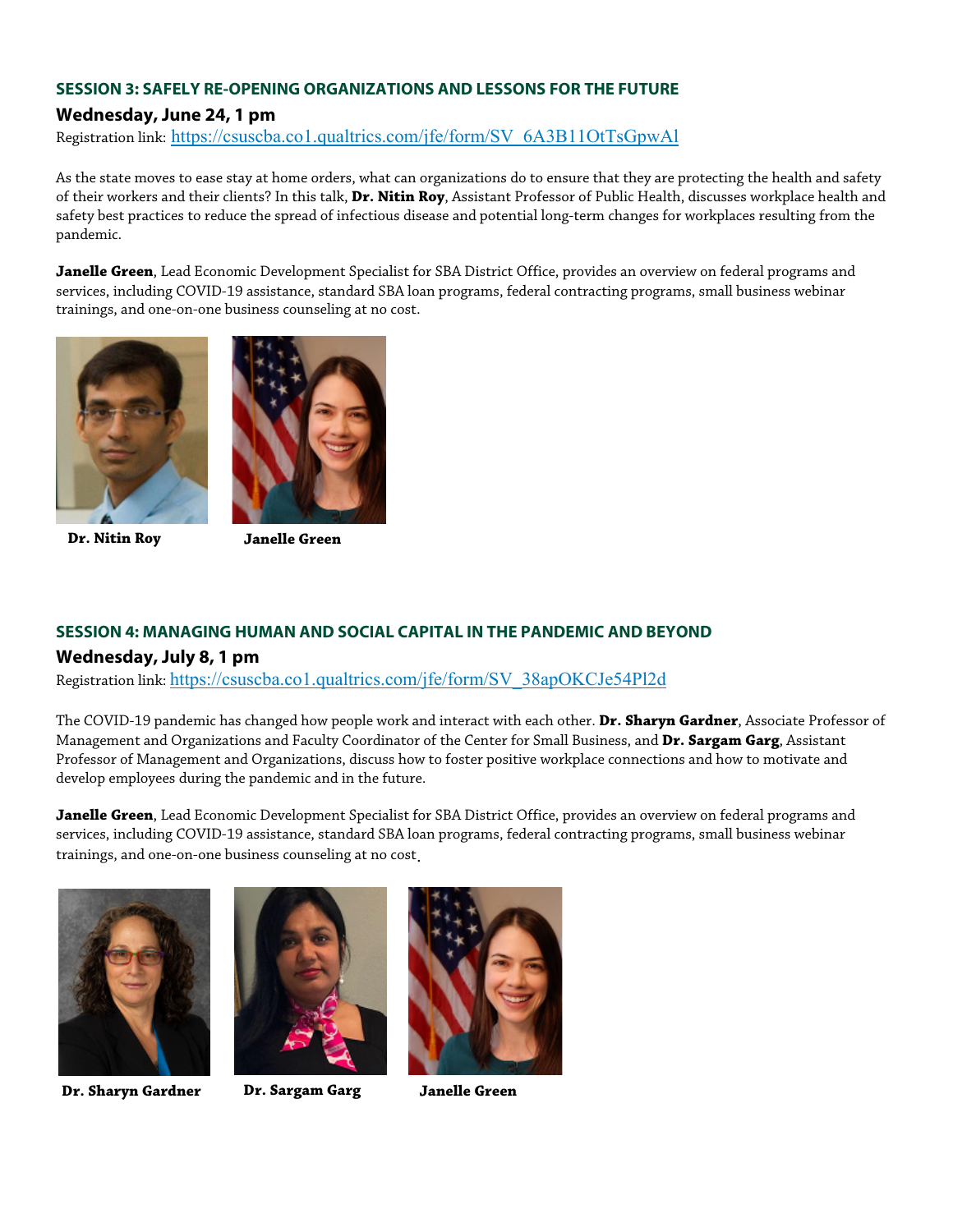### SESSION 3: SAFELY RE-OPENING ORGANIZATIONS AND LESSONS FOR THE FUTURE

**Wednesday, June 24, 1 pm**

Registration link: https://csuscba.co1.qualtrics.com/jfe/form/SV_6A3B11OtTsGpwAl

As the state moves to ease stay at home orders, what can organizations do to ensure that they are protecting the health and safety of their workers and their clients? In this talk, **Dr. Nitin Roy**, Assistant Professor of Public Health, discusses workplace health and safety best practices to reduce the spread of infectious disease and potential long-term changes for workplaces resulting from the pandemic.

**Janelle Green**, Lead Economic Development Specialist for SBA District Office, provides an overview on federal programs and services, including COVID-19 assistance, standard SBA loan programs, federal contracting programs, small business webinar trainings, and one-on-one business counseling at no cost.

**Dr. Nitin Roy** **Janelle Green**

### SESSION 4: MANAGING HUMAN AND SOCIAL CAPITAL IN THE PANDEMIC AND BEYOND

**Wednesday, July 8, 1 pm**

Registration link: https://csuscba.co1.qualtrics.com/jfe/form/SV_38apOKCJe54Pl2d

The COVID-19 pandemic has changed how people work and interact with each other. **Dr. Sharyn Gardner**, Associate Professor of Management and Organizations and Faculty Coordinator of the Center for Small Business, and **Dr. Sargam Garg**, Assistant Professor of Management and Organizations, discuss how to foster positive workplace connections and how to motivate and develop employees during the pandemic and in the future.

**Janelle Green**, Lead Economic Development Specialist for SBA District Office, provides an overview on federal programs and services, including COVID-19 assistance, standard SBA loan programs, federal contracting programs, small business webinar trainings, and one-on-one business counseling at no cost.

**Dr. Sharyn Gardner** **Dr. Sargam Garg** **Janelle Green**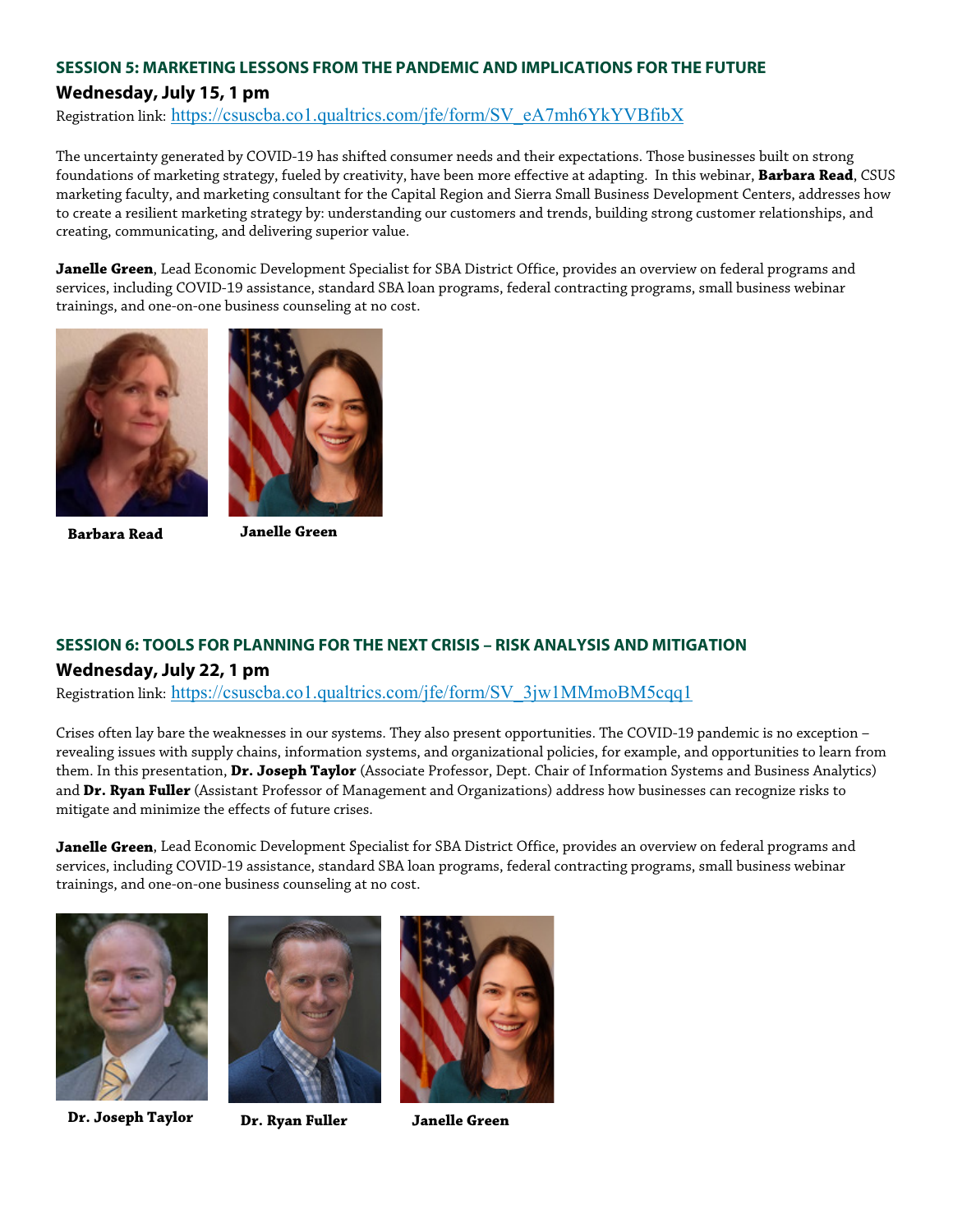### SESSION 5: MARKETING LESSONS FROM THE PANDEMIC AND IMPLICATIONS FOR THE FUTURE

**Wednesday, July 15, 1 pm**

Registration link: https://csuscba.co1.qualtrics.com/jfe/form/SV_eA7mh6YkYVBfibX

The uncertainty generated by COVID-19 has shifted consumer needs and their expectations. Those businesses built on strong foundations of marketing strategy, fueled by creativity, have been more effective at adapting. In this webinar, **Barbara Read**, CSUS marketing faculty, and marketing consultant for the Capital Region and Sierra Small Business Development Centers, addresses how to create a resilient marketing strategy by: understanding our customers and trends, building strong customer relationships, and creating, communicating, and delivering superior value.

**Janelle Green**, Lead Economic Development Specialist for SBA District Office, provides an overview on federal programs and services, including COVID-19 assistance, standard SBA loan programs, federal contracting programs, small business webinar trainings, and one-on-one business counseling at no cost.

**Barbara Read**

**Janelle Green**

### SESSION 6: TOOLS FOR PLANNING FOR THE NEXT CRISIS – RISK ANALYSIS AND MITIGATION

**Wednesday, July 22, 1 pm**

Registration link: https://csuscba.co1.qualtrics.com/jfe/form/SV_3jw1MMmoBM5cqq1

Crises often lay bare the weaknesses in our systems. They also present opportunities. The COVID-19 pandemic is no exception – revealing issues with supply chains, information systems, and organizational policies, for example, and opportunities to learn from them. In this presentation, **Dr. Joseph Taylor** (Associate Professor, Dept. Chair of Information Systems and Business Analytics) and **Dr. Ryan Fuller** (Assistant Professor of Management and Organizations) address how businesses can recognize risks to mitigate and minimize the effects of future crises.

**Janelle Green**, Lead Economic Development Specialist for SBA District Office, provides an overview on federal programs and services, including COVID-19 assistance, standard SBA loan programs, federal contracting programs, small business webinar trainings, and one-on-one business counseling at no cost.

**Dr. Joseph Taylor**

**Dr. Ryan Fuller**

**Janelle Green**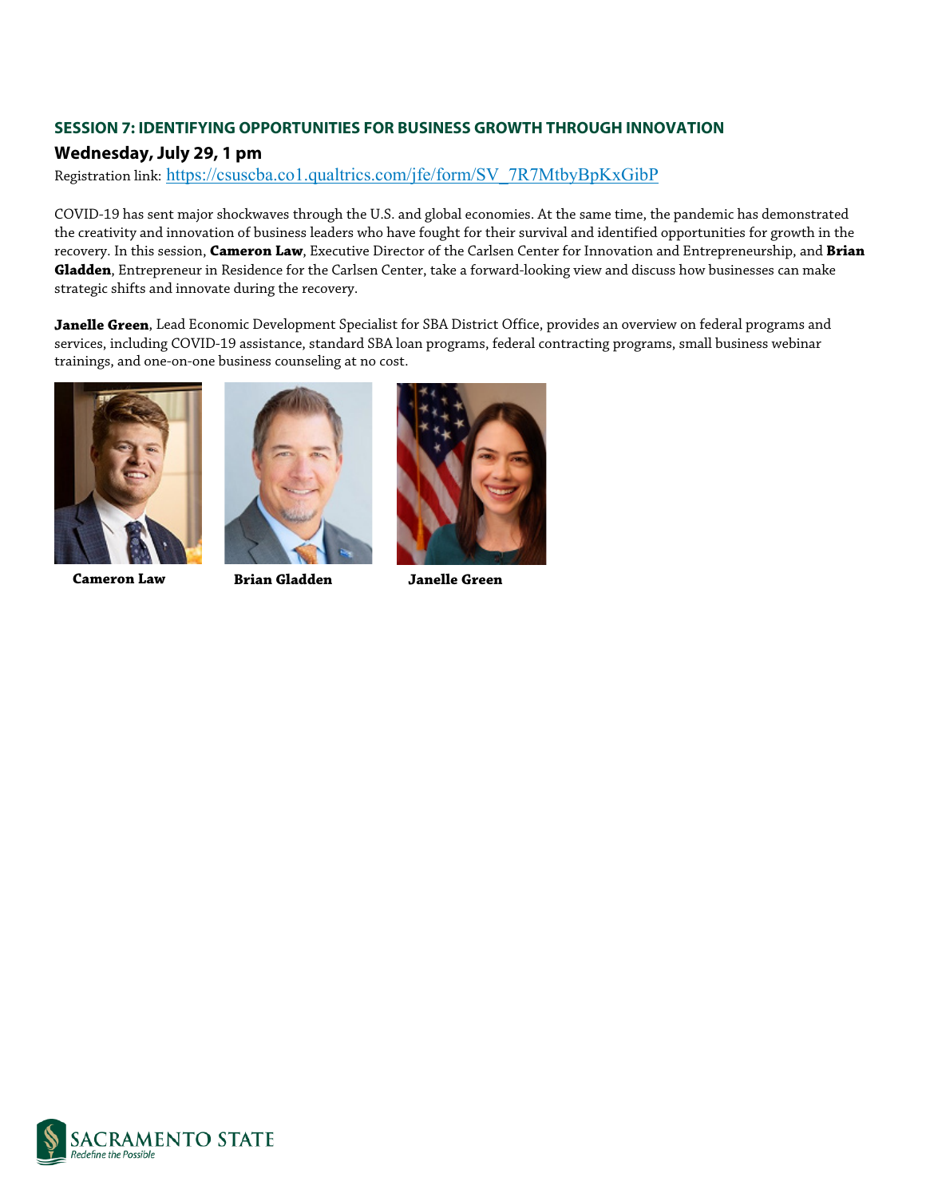## SESSION 7: IDENTIFYING OPPORTUNITIES FOR BUSINESS GROWTH THROUGH INNOVATION

### Wednesday, July 29, 1 pm

Registration link: https://csuscba.co1.qualtrics.com/jfe/form/SV_7R7MtbyBpKxGibP

COVID-19 has sent major shockwaves through the U.S. and global economies. At the same time, the pandemic has demonstrated the creativity and innovation of business leaders who have fought for their survival and identified opportunities for growth in the recovery. In this session, **Cameron Law**, Executive Director of the Carlsen Center for Innovation and Entrepreneurship, and **Brian Gladden**, Entrepreneur in Residence for the Carlsen Center, take a forward-looking view and discuss how businesses can make strategic shifts and innovate during the recovery.

**Janelle Green**, Lead Economic Development Specialist for SBA District Office, provides an overview on federal programs and services, including COVID-19 assistance, standard SBA loan programs, federal contracting programs, small business webinar trainings, and one-on-one business counseling at no cost.

**Cameron Law**

**Brian Gladden**

**Janelle Green**